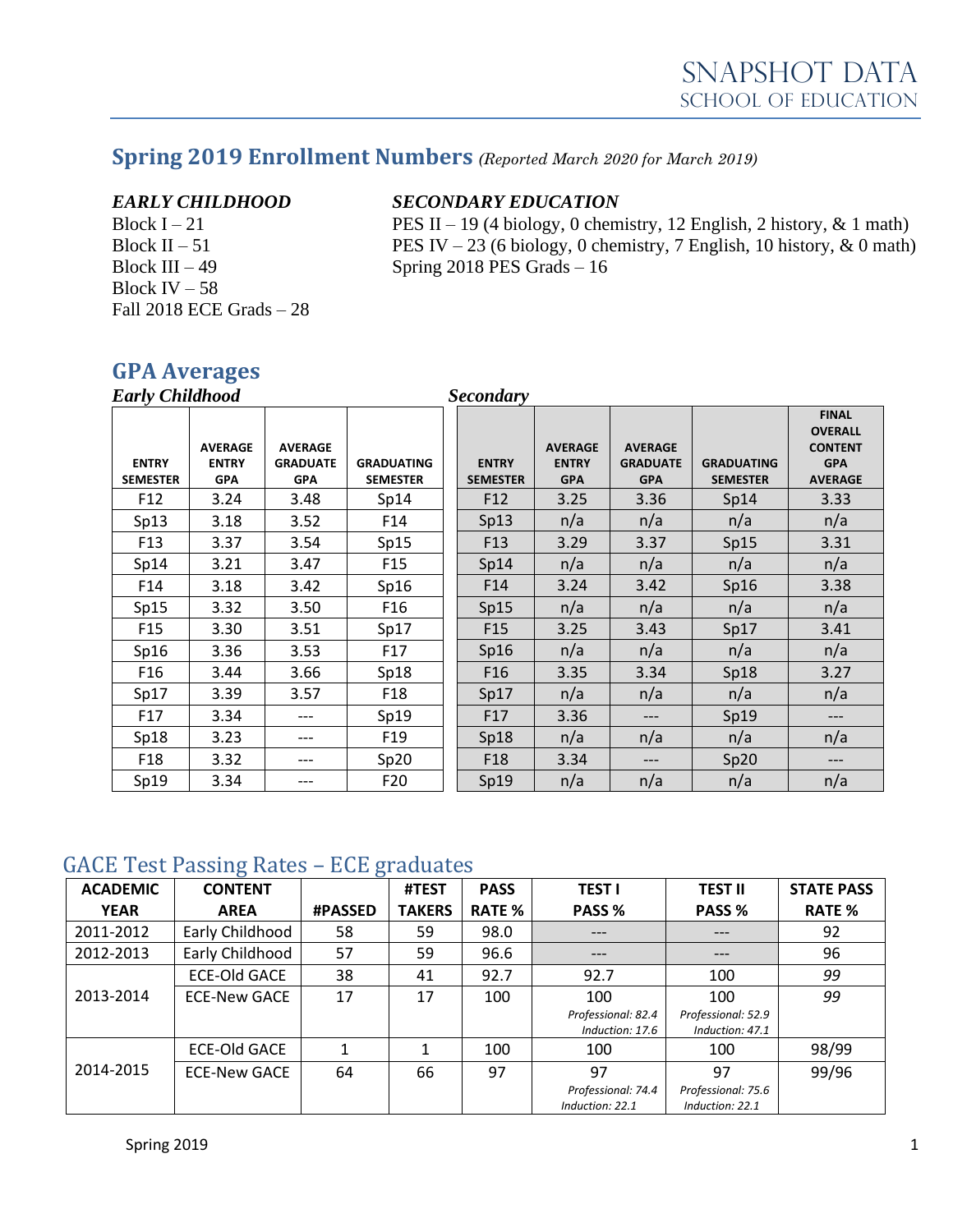# SNAPSHOT DATA
## SCHOOL OF EDUCATION

## Spring 2019 Enrollment Numbers *(Reported March 2020 for March 2019)*

***EARLY CHILDHOOD***

Block I – 21
Block II – 51
Block III – 49
Block IV – 58
Fall 2018 ECE Grads – 28

***SECONDARY EDUCATION***

PES II – 19 (4 biology, 0 chemistry, 12 English, 2 history, & 1 math)
PES IV – 23 (6 biology, 0 chemistry, 7 English, 10 history, & 0 math)
Spring 2018 PES Grads – 16

## GPA Averages

***Early Childhood***

| ENTRY SEMESTER | AVERAGE ENTRY GPA | AVERAGE GRADUATE GPA | GRADUATING SEMESTER |
|---|---|---|---|
| F12 | 3.24 | 3.48 | Sp14 |
| Sp13 | 3.18 | 3.52 | F14 |
| F13 | 3.37 | 3.54 | Sp15 |
| Sp14 | 3.21 | 3.47 | F15 |
| F14 | 3.18 | 3.42 | Sp16 |
| Sp15 | 3.32 | 3.50 | F16 |
| F15 | 3.30 | 3.51 | Sp17 |
| Sp16 | 3.36 | 3.53 | F17 |
| F16 | 3.44 | 3.66 | Sp18 |
| Sp17 | 3.39 | 3.57 | F18 |
| F17 | 3.34 | --- | Sp19 |
| Sp18 | 3.23 | --- | F19 |
| F18 | 3.32 | --- | Sp20 |
| Sp19 | 3.34 | --- | F20 |

***Secondary***

| ENTRY SEMESTER | AVERAGE ENTRY GPA | AVERAGE GRADUATE GPA | GRADUATING SEMESTER | FINAL OVERALL CONTENT GPA AVERAGE |
|---|---|---|---|---|
| F12 | 3.25 | 3.36 | Sp14 | 3.33 |
| Sp13 | n/a | n/a | n/a | n/a |
| F13 | 3.29 | 3.37 | Sp15 | 3.31 |
| Sp14 | n/a | n/a | n/a | n/a |
| F14 | 3.24 | 3.42 | Sp16 | 3.38 |
| Sp15 | n/a | n/a | n/a | n/a |
| F15 | 3.25 | 3.43 | Sp17 | 3.41 |
| Sp16 | n/a | n/a | n/a | n/a |
| F16 | 3.35 | 3.34 | Sp18 | 3.27 |
| Sp17 | n/a | n/a | n/a | n/a |
| F17 | 3.36 | --- | Sp19 | --- |
| Sp18 | n/a | n/a | n/a | n/a |
| F18 | 3.34 | --- | Sp20 | --- |
| Sp19 | n/a | n/a | n/a | n/a |

## GACE Test Passing Rates – ECE graduates

| ACADEMIC YEAR | CONTENT AREA | #PASSED | #TEST TAKERS | PASS RATE % | TEST I PASS % | TEST II PASS % | STATE PASS RATE % |
|---|---|---|---|---|---|---|---|
| 2011-2012 | Early Childhood | 58 | 59 | 98.0 | --- | --- | 92 |
| 2012-2013 | Early Childhood | 57 | 59 | 96.6 | --- | --- | 96 |
| 2013-2014 | ECE-Old GACE | 38 | 41 | 92.7 | 92.7 | 100 | *99* |
| | ECE-New GACE | 17 | 17 | 100 | 100 *Professional: 82.4 Induction: 17.6* | 100 *Professional: 52.9 Induction: 47.1* | *99* |
| 2014-2015 | ECE-Old GACE | 1 | 1 | 100 | 100 | 100 | 98/99 |
| | ECE-New GACE | 64 | 66 | 97 | 97 *Professional: 74.4 Induction: 22.1* | 97 *Professional: 75.6 Induction: 22.1* | 99/96 |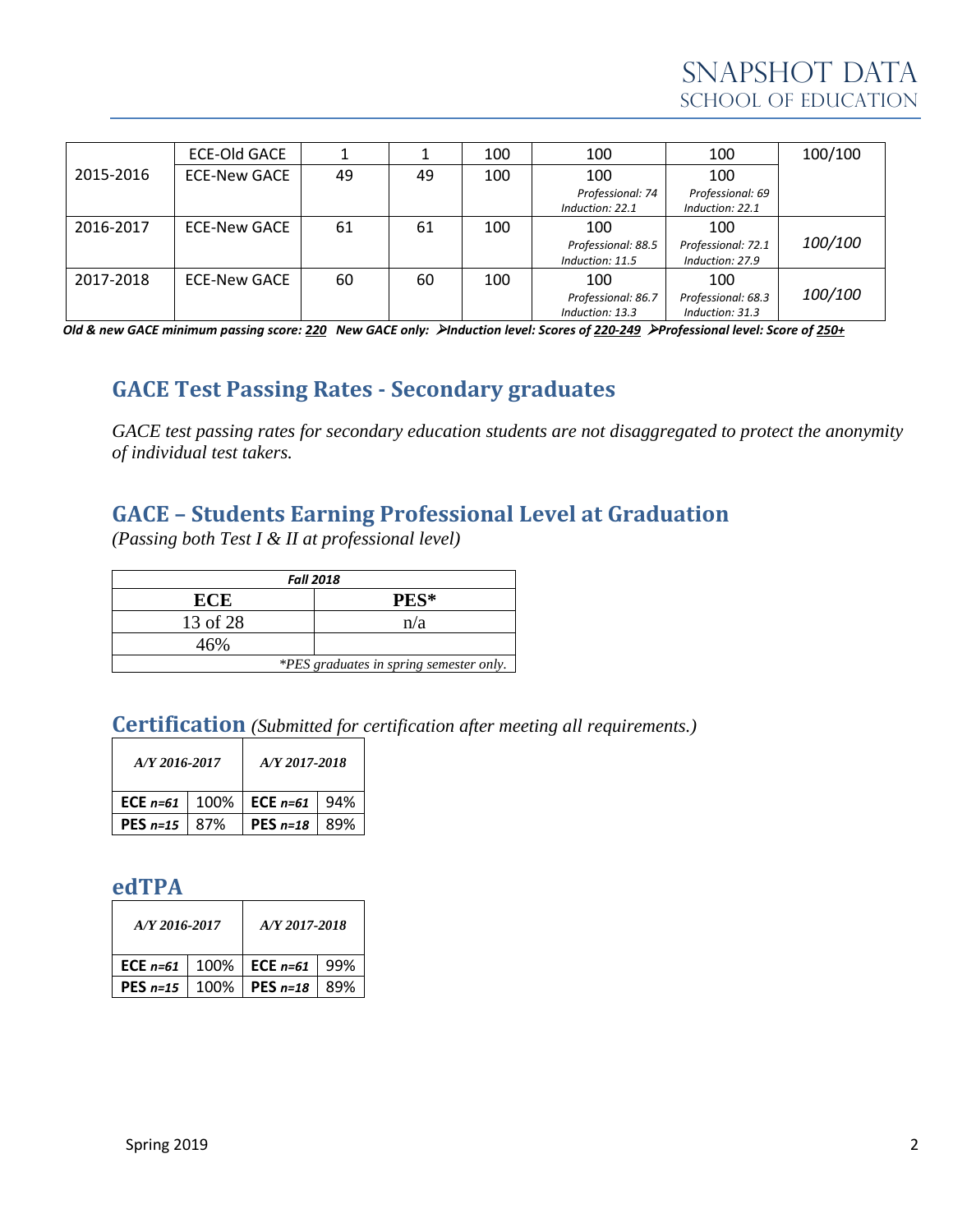| | | | | | | | |
|---|---|---|---|---|---|---|---|
| 2015-2016 | ECE-Old GACE | 1 | 1 | 100 | 100 | 100 | 100/100 |
| | ECE-New GACE | 49 | 49 | 100 | 100 *Professional: 74 Induction: 22.1* | 100 *Professional: 69 Induction: 22.1* | |
| 2016-2017 | ECE-New GACE | 61 | 61 | 100 | 100 *Professional: 88.5 Induction: 11.5* | 100 *Professional: 72.1 Induction: 27.9* | *100/100* |
| 2017-2018 | ECE-New GACE | 60 | 60 | 100 | 100 *Professional: 86.7 Induction: 13.3* | 100 *Professional: 68.3 Induction: 31.3* | *100/100* |

***Old & new GACE minimum passing score: 220 New GACE only: ➢Induction level: Scores of 220-249 ➢Professional level: Score of 250+***

## GACE Test Passing Rates - Secondary graduates

*GACE test passing rates for secondary education students are not disaggregated to protect the anonymity of individual test takers.*

## GACE – Students Earning Professional Level at Graduation

*(Passing both Test I & II at professional level)*

| ***Fall 2018*** | |
|---|---|
| **ECE** | **PES*** |
| 13 of 28 | n/a |
| 46% | |
| *\*PES graduates in spring semester only.* | |

## Certification *(Submitted for certification after meeting all requirements.)*

| *A/Y 2016-2017* | | *A/Y 2017-2018* | |
|---|---|---|---|
| **ECE** ***n=61*** | 100% | **ECE** ***n=61*** | 94% |
| **PES** ***n=15*** | 87% | **PES** ***n=18*** | 89% |

## edTPA

| *A/Y 2016-2017* | | *A/Y 2017-2018* | |
|---|---|---|---|
| **ECE** ***n=61*** | 100% | **ECE** ***n=61*** | 99% |
| **PES** ***n=15*** | 100% | **PES** ***n=18*** | 89% |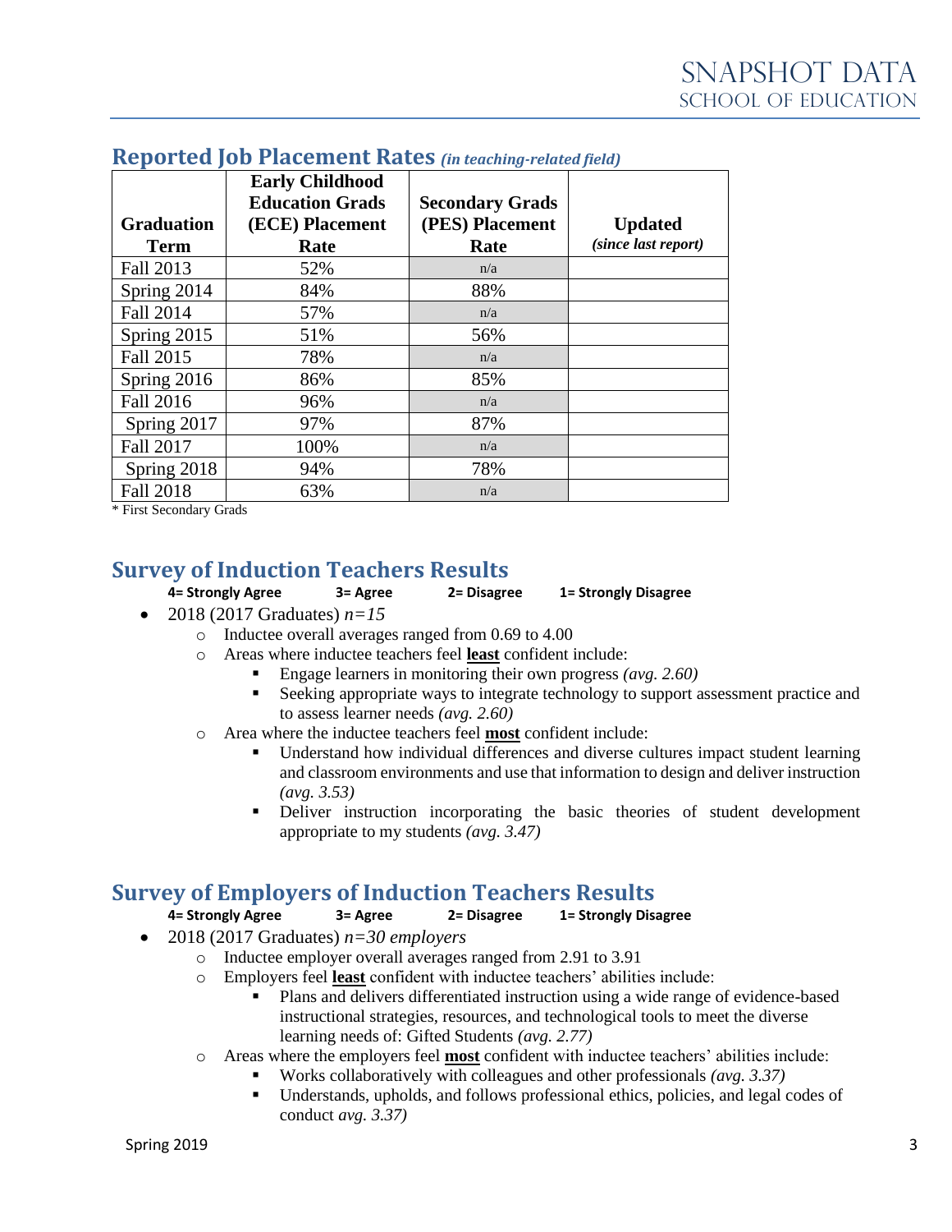## Reported Job Placement Rates *(in teaching-related field)*

| Graduation Term | Early Childhood Education Grads (ECE) Placement Rate | Secondary Grads (PES) Placement Rate | Updated *(since last report)* |
|---|---|---|---|
| Fall 2013 | 52% | n/a | |
| Spring 2014 | 84% | 88% | |
| Fall 2014 | 57% | n/a | |
| Spring 2015 | 51% | 56% | |
| Fall 2015 | 78% | n/a | |
| Spring 2016 | 86% | 85% | |
| Fall 2016 | 96% | n/a | |
| Spring 2017 | 97% | 87% | |
| Fall 2017 | 100% | n/a | |
| Spring 2018 | 94% | 78% | |
| Fall 2018 | 63% | n/a | |

\* First Secondary Grads

## Survey of Induction Teachers Results

**4= Strongly Agree    3= Agree    2= Disagree    1= Strongly Disagree**

- 2018 (2017 Graduates) *n=15*
  - Inductee overall averages ranged from 0.69 to 4.00
  - Areas where inductee teachers feel **least** confident include:
    - Engage learners in monitoring their own progress *(avg. 2.60)*
    - Seeking appropriate ways to integrate technology to support assessment practice and to assess learner needs *(avg. 2.60)*
  - Area where the inductee teachers feel **most** confident include:
    - Understand how individual differences and diverse cultures impact student learning and classroom environments and use that information to design and deliver instruction *(avg. 3.53)*
    - Deliver instruction incorporating the basic theories of student development appropriate to my students *(avg. 3.47)*

## Survey of Employers of Induction Teachers Results

**4= Strongly Agree    3= Agree    2= Disagree    1= Strongly Disagree**

- 2018 (2017 Graduates) *n=30 employers*
  - Inductee employer overall averages ranged from 2.91 to 3.91
  - Employers feel **least** confident with inductee teachers' abilities include:
    - Plans and delivers differentiated instruction using a wide range of evidence-based instructional strategies, resources, and technological tools to meet the diverse learning needs of: Gifted Students *(avg. 2.77)*
  - Areas where the employers feel **most** confident with inductee teachers' abilities include:
    - Works collaboratively with colleagues and other professionals *(avg. 3.37)*
    - Understands, upholds, and follows professional ethics, policies, and legal codes of conduct *avg. 3.37)*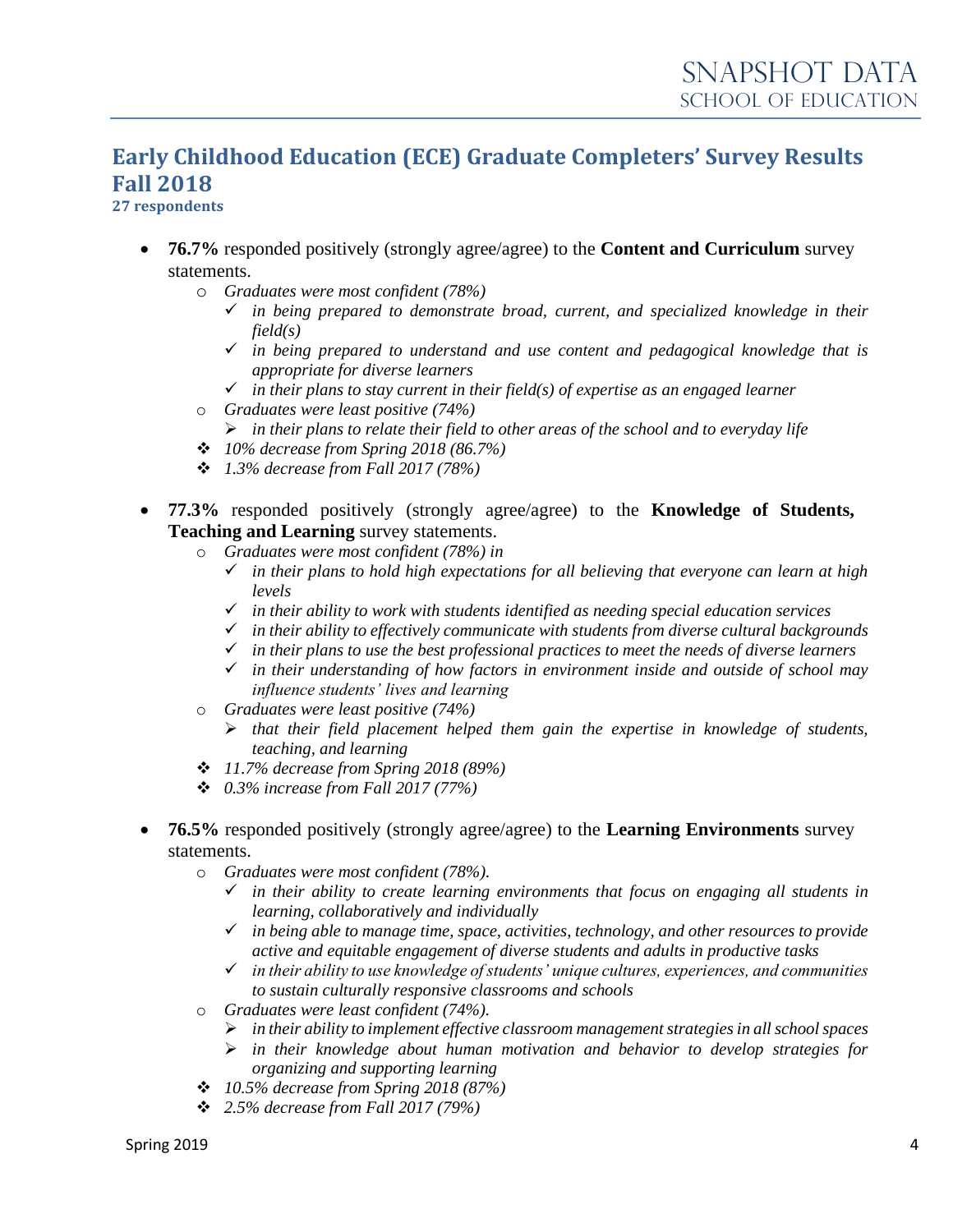## Early Childhood Education (ECE) Graduate Completers' Survey Results Fall 2018

**27 respondents**

- **76.7%** responded positively (strongly agree/agree) to the **Content and Curriculum** survey statements.
  - *Graduates were most confident (78%)*
    - ✓ *in being prepared to demonstrate broad, current, and specialized knowledge in their field(s)*
    - ✓ *in being prepared to understand and use content and pedagogical knowledge that is appropriate for diverse learners*
    - ✓ *in their plans to stay current in their field(s) of expertise as an engaged learner*
  - *Graduates were least positive (74%)*
    - ➢ *in their plans to relate their field to other areas of the school and to everyday life*
  - ❖ *10% decrease from Spring 2018 (86.7%)*
  - ❖ *1.3% decrease from Fall 2017 (78%)*

- **77.3%** responded positively (strongly agree/agree) to the **Knowledge of Students, Teaching and Learning** survey statements.
  - *Graduates were most confident (78%) in*
    - ✓ *in their plans to hold high expectations for all believing that everyone can learn at high levels*
    - ✓ *in their ability to work with students identified as needing special education services*
    - ✓ *in their ability to effectively communicate with students from diverse cultural backgrounds*
    - ✓ *in their plans to use the best professional practices to meet the needs of diverse learners*
    - ✓ *in their understanding of how factors in environment inside and outside of school may influence students' lives and learning*
  - *Graduates were least positive (74%)*
    - ➢ *that their field placement helped them gain the expertise in knowledge of students, teaching, and learning*
  - ❖ *11.7% decrease from Spring 2018 (89%)*
  - ❖ *0.3% increase from Fall 2017 (77%)*

- **76.5%** responded positively (strongly agree/agree) to the **Learning Environments** survey statements.
  - *Graduates were most confident (78%).*
    - ✓ *in their ability to create learning environments that focus on engaging all students in learning, collaboratively and individually*
    - ✓ *in being able to manage time, space, activities, technology, and other resources to provide active and equitable engagement of diverse students and adults in productive tasks*
    - ✓ *in their ability to use knowledge of students' unique cultures, experiences, and communities to sustain culturally responsive classrooms and schools*
  - *Graduates were least confident (74%).*
    - ➢ *in their ability to implement effective classroom management strategies in all school spaces*
    - ➢ *in their knowledge about human motivation and behavior to develop strategies for organizing and supporting learning*
  - ❖ *10.5% decrease from Spring 2018 (87%)*
  - ❖ *2.5% decrease from Fall 2017 (79%)*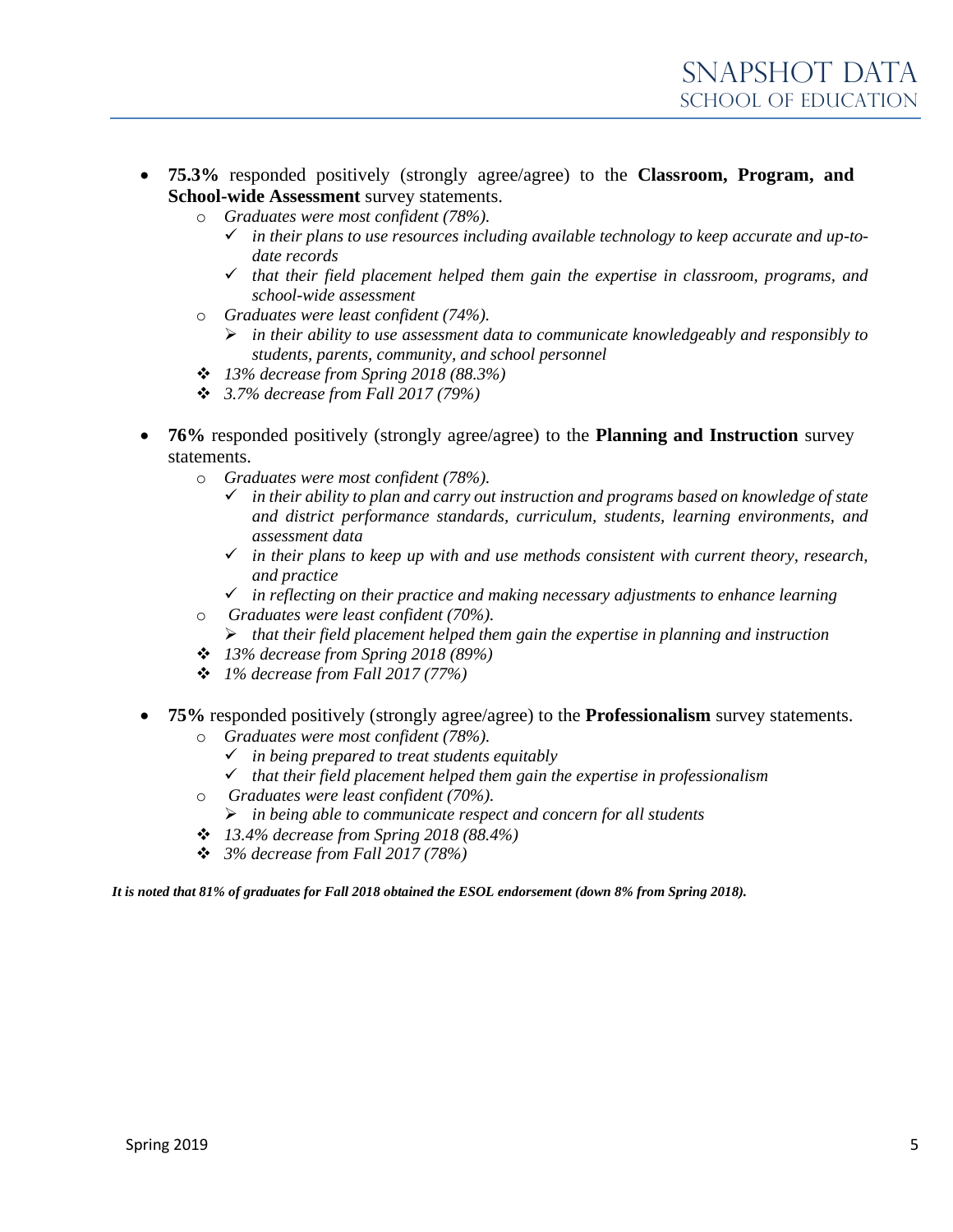- **75.3%** responded positively (strongly agree/agree) to the **Classroom, Program, and School-wide Assessment** survey statements.
  - *Graduates were most confident (78%).*
    - ✓ *in their plans to use resources including available technology to keep accurate and up-to-date records*
    - ✓ *that their field placement helped them gain the expertise in classroom, programs, and school-wide assessment*
  - *Graduates were least confident (74%).*
    - ➢ *in their ability to use assessment data to communicate knowledgeably and responsibly to students, parents, community, and school personnel*
  - ❖ *13% decrease from Spring 2018 (88.3%)*
  - ❖ *3.7% decrease from Fall 2017 (79%)*

- **76%** responded positively (strongly agree/agree) to the **Planning and Instruction** survey statements.
  - *Graduates were most confident (78%).*
    - ✓ *in their ability to plan and carry out instruction and programs based on knowledge of state and district performance standards, curriculum, students, learning environments, and assessment data*
    - ✓ *in their plans to keep up with and use methods consistent with current theory, research, and practice*
    - ✓ *in reflecting on their practice and making necessary adjustments to enhance learning*
  - *Graduates were least confident (70%).*
    - ➢ *that their field placement helped them gain the expertise in planning and instruction*
  - ❖ *13% decrease from Spring 2018 (89%)*
  - ❖ *1% decrease from Fall 2017 (77%)*

- **75%** responded positively (strongly agree/agree) to the **Professionalism** survey statements.
  - *Graduates were most confident (78%).*
    - ✓ *in being prepared to treat students equitably*
    - ✓ *that their field placement helped them gain the expertise in professionalism*
  - *Graduates were least confident (70%).*
    - ➢ *in being able to communicate respect and concern for all students*
  - ❖ *13.4% decrease from Spring 2018 (88.4%)*
  - ❖ *3% decrease from Fall 2017 (78%)*

***It is noted that 81% of graduates for Fall 2018 obtained the ESOL endorsement (down 8% from Spring 2018).***